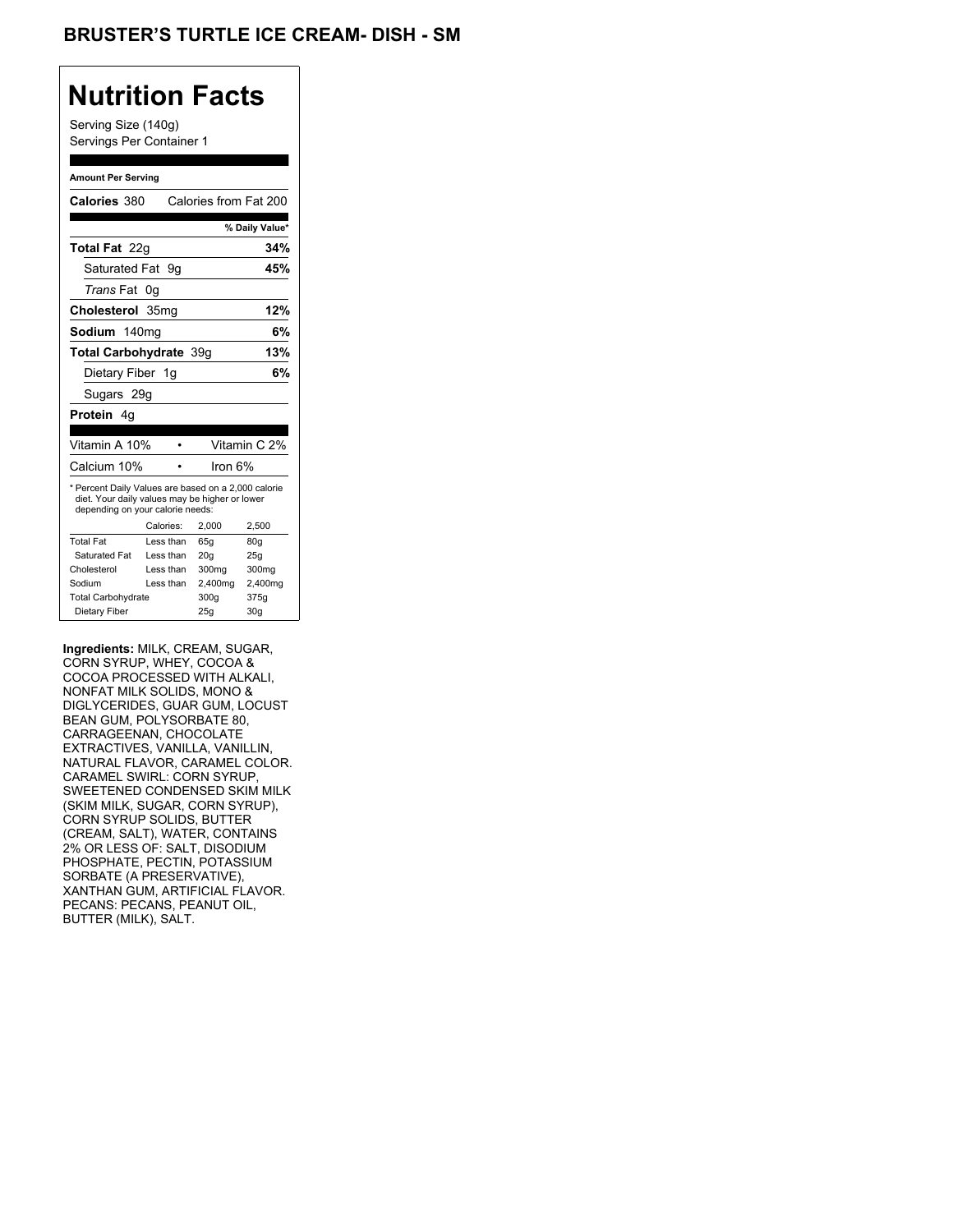# BRUSTER'S TURTLE ICE CREAM- DISH - SM

## Nutrition Facts

Serving Size (140g)
Servings Per Container 1

**Amount Per Serving**

**Calories** 380 Calories from Fat 200

| | % Daily Value* |
|---|---|
| **Total Fat** 22g | **34%** |
| Saturated Fat 9g | **45%** |
| *Trans* Fat 0g | |
| **Cholesterol** 35mg | **12%** |
| **Sodium** 140mg | **6%** |
| **Total Carbohydrate** 39g | **13%** |
| Dietary Fiber 1g | **6%** |
| Sugars 29g | |
| **Protein** 4g | |

Vitamin A 10% • Vitamin C 2%

Calcium 10% • Iron 6%

* Percent Daily Values are based on a 2,000 calorie diet. Your daily values may be higher or lower depending on your calorie needs:

| | Calories: | 2,000 | 2,500 |
|---|---|---|---|
| Total Fat | Less than | 65g | 80g |
| Saturated Fat | Less than | 20g | 25g |
| Cholesterol | Less than | 300mg | 300mg |
| Sodium | Less than | 2,400mg | 2,400mg |
| Total Carbohydrate | | 300g | 375g |
| Dietary Fiber | | 25g | 30g |

**Ingredients:** MILK, CREAM, SUGAR, CORN SYRUP, WHEY, COCOA & COCOA PROCESSED WITH ALKALI, NONFAT MILK SOLIDS, MONO & DIGLYCERIDES, GUAR GUM, LOCUST BEAN GUM, POLYSORBATE 80, CARRAGEENAN, CHOCOLATE EXTRACTIVES, VANILLA, VANILLIN, NATURAL FLAVOR, CARAMEL COLOR. CARAMEL SWIRL: CORN SYRUP, SWEETENED CONDENSED SKIM MILK (SKIM MILK, SUGAR, CORN SYRUP), CORN SYRUP SOLIDS, BUTTER (CREAM, SALT), WATER, CONTAINS 2% OR LESS OF: SALT, DISODIUM PHOSPHATE, PECTIN, POTASSIUM SORBATE (A PRESERVATIVE), XANTHAN GUM, ARTIFICIAL FLAVOR. PECANS: PECANS, PEANUT OIL, BUTTER (MILK), SALT.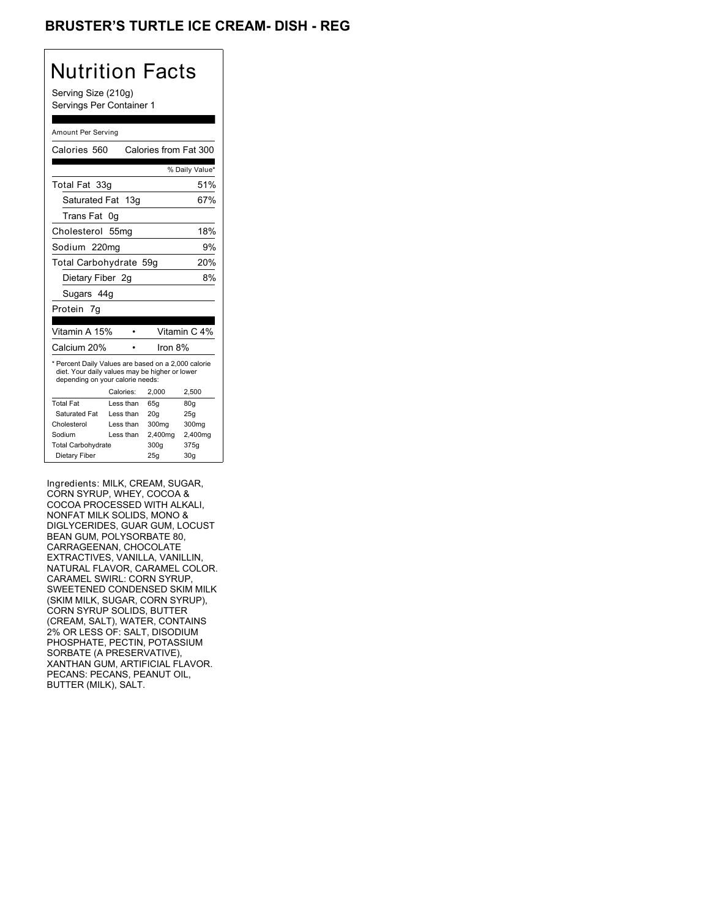# BRUSTER'S TURTLE ICE CREAM- DISH - REG

## Nutrition Facts

Serving Size (210g)
Servings Per Container 1

Amount Per Serving

| | |
|---|---|
| Calories 560 | Calories from Fat 300 |
| | % Daily Value* |
| Total Fat 33g | 51% |
| Saturated Fat 13g | 67% |
| Trans Fat 0g | |
| Cholesterol 55mg | 18% |
| Sodium 220mg | 9% |
| Total Carbohydrate 59g | 20% |
| Dietary Fiber 2g | 8% |
| Sugars 44g | |
| Protein 7g | |

| | |
|---|---|
| Vitamin A 15% | Vitamin C 4% |
| Calcium 20% | Iron 8% |

* Percent Daily Values are based on a 2,000 calorie diet. Your daily values may be higher or lower depending on your calorie needs:

| | Calories: | 2,000 | 2,500 |
|---|---|---|---|
| Total Fat | Less than | 65g | 80g |
| Saturated Fat | Less than | 20g | 25g |
| Cholesterol | Less than | 300mg | 300mg |
| Sodium | Less than | 2,400mg | 2,400mg |
| Total Carbohydrate | | 300g | 375g |
| Dietary Fiber | | 25g | 30g |

Ingredients: MILK, CREAM, SUGAR, CORN SYRUP, WHEY, COCOA & COCOA PROCESSED WITH ALKALI, NONFAT MILK SOLIDS, MONO & DIGLYCERIDES, GUAR GUM, LOCUST BEAN GUM, POLYSORBATE 80, CARRAGEENAN, CHOCOLATE EXTRACTIVES, VANILLA, VANILLIN, NATURAL FLAVOR, CARAMEL COLOR. CARAMEL SWIRL: CORN SYRUP, SWEETENED CONDENSED SKIM MILK (SKIM MILK, SUGAR, CORN SYRUP), CORN SYRUP SOLIDS, BUTTER (CREAM, SALT), WATER, CONTAINS 2% OR LESS OF: SALT, DISODIUM PHOSPHATE, PECTIN, POTASSIUM SORBATE (A PRESERVATIVE), XANTHAN GUM, ARTIFICIAL FLAVOR. PECANS: PECANS, PEANUT OIL, BUTTER (MILK), SALT.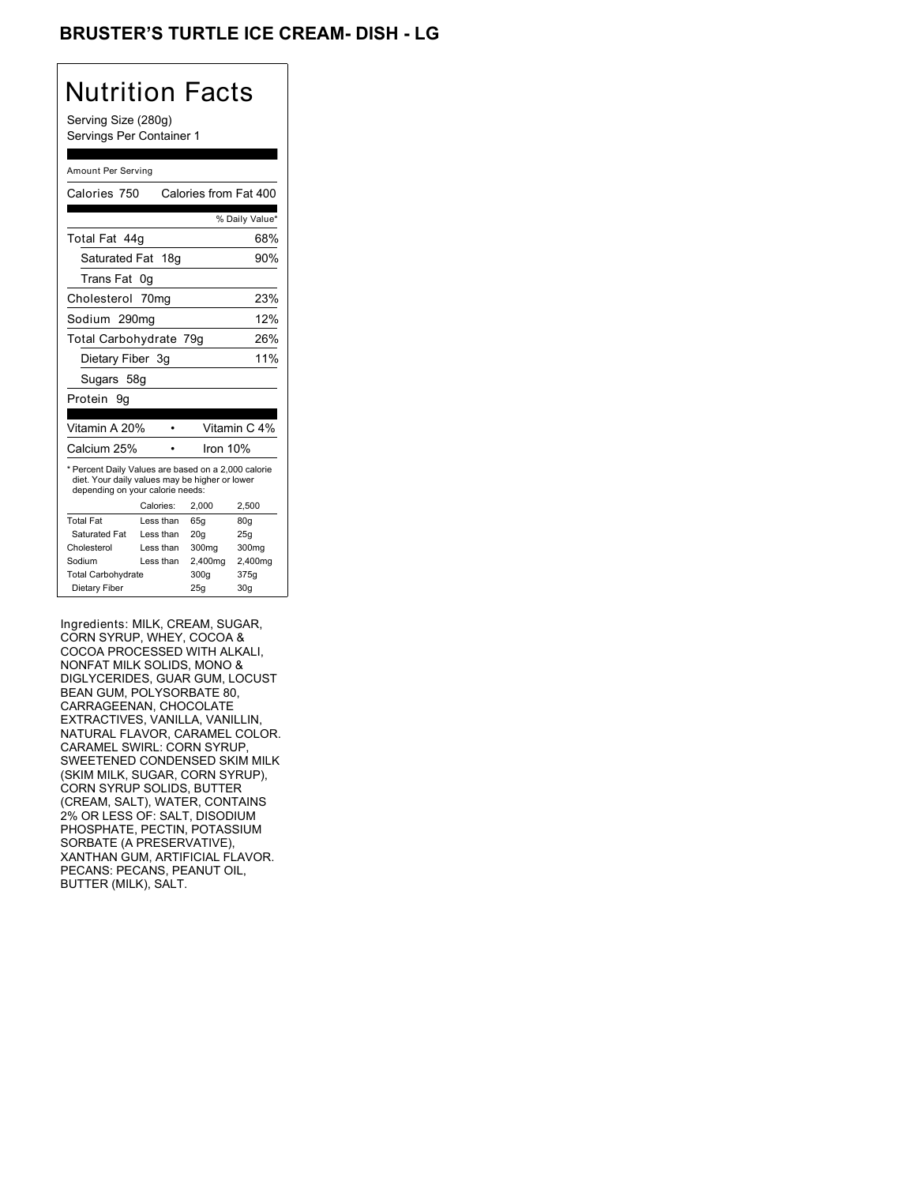# BRUSTER'S TURTLE ICE CREAM- DISH - LG

## Nutrition Facts

Serving Size (280g)
Servings Per Container 1

Amount Per Serving

| Calories 750 | Calories from Fat 400 |
|---|---|
| | % Daily Value* |
| Total Fat 44g | 68% |
| Saturated Fat 18g | 90% |
| Trans Fat 0g | |
| Cholesterol 70mg | 23% |
| Sodium 290mg | 12% |
| Total Carbohydrate 79g | 26% |
| Dietary Fiber 3g | 11% |
| Sugars 58g | |
| Protein 9g | |

| Vitamin A 20% | • | Vitamin C 4% |
|---|---|---|
| Calcium 25% | • | Iron 10% |

* Percent Daily Values are based on a 2,000 calorie diet. Your daily values may be higher or lower depending on your calorie needs:

| | Calories: | 2,000 | 2,500 |
|---|---|---|---|
| Total Fat | Less than | 65g | 80g |
| Saturated Fat | Less than | 20g | 25g |
| Cholesterol | Less than | 300mg | 300mg |
| Sodium | Less than | 2,400mg | 2,400mg |
| Total Carbohydrate | | 300g | 375g |
| Dietary Fiber | | 25g | 30g |

Ingredients: MILK, CREAM, SUGAR, CORN SYRUP, WHEY, COCOA & COCOA PROCESSED WITH ALKALI, NONFAT MILK SOLIDS, MONO & DIGLYCERIDES, GUAR GUM, LOCUST BEAN GUM, POLYSORBATE 80, CARRAGEENAN, CHOCOLATE EXTRACTIVES, VANILLA, VANILLIN, NATURAL FLAVOR, CARAMEL COLOR. CARAMEL SWIRL: CORN SYRUP, SWEETENED CONDENSED SKIM MILK (SKIM MILK, SUGAR, CORN SYRUP), CORN SYRUP SOLIDS, BUTTER (CREAM, SALT), WATER, CONTAINS 2% OR LESS OF: SALT, DISODIUM PHOSPHATE, PECTIN, POTASSIUM SORBATE (A PRESERVATIVE), XANTHAN GUM, ARTIFICIAL FLAVOR. PECANS: PECANS, PEANUT OIL, BUTTER (MILK), SALT.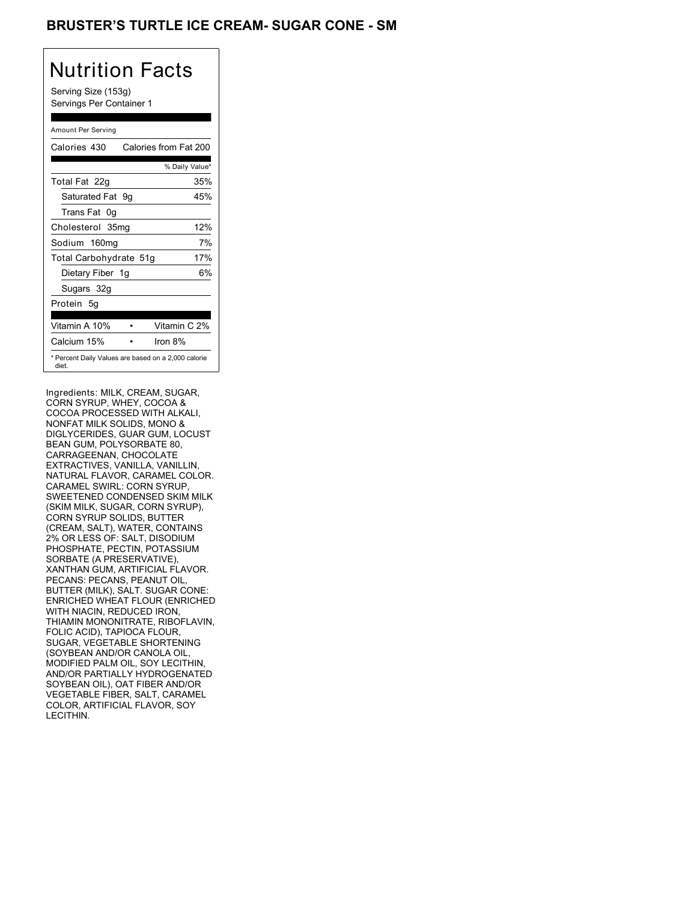# BRUSTER'S TURTLE ICE CREAM- SUGAR CONE - SM

## Nutrition Facts

Serving Size (153g)
Servings Per Container 1

Amount Per Serving

| Calories 430 | Calories from Fat 200 |
|---|---|
| | % Daily Value* |
| Total Fat 22g | 35% |
| Saturated Fat 9g | 45% |
| Trans Fat 0g | |
| Cholesterol 35mg | 12% |
| Sodium 160mg | 7% |
| Total Carbohydrate 51g | 17% |
| Dietary Fiber 1g | 6% |
| Sugars 32g | |
| Protein 5g | |
| Vitamin A 10% • | Vitamin C 2% |
| Calcium 15% • | Iron 8% |

* Percent Daily Values are based on a 2,000 calorie diet.

Ingredients: MILK, CREAM, SUGAR, CORN SYRUP, WHEY, COCOA & COCOA PROCESSED WITH ALKALI, NONFAT MILK SOLIDS, MONO & DIGLYCERIDES, GUAR GUM, LOCUST BEAN GUM, POLYSORBATE 80, CARRAGEENAN, CHOCOLATE EXTRACTIVES, VANILLA, VANILLIN, NATURAL FLAVOR, CARAMEL COLOR. CARAMEL SWIRL: CORN SYRUP, SWEETENED CONDENSED SKIM MILK (SKIM MILK, SUGAR, CORN SYRUP), CORN SYRUP SOLIDS, BUTTER (CREAM, SALT), WATER, CONTAINS 2% OR LESS OF: SALT, DISODIUM PHOSPHATE, PECTIN, POTASSIUM SORBATE (A PRESERVATIVE), XANTHAN GUM, ARTIFICIAL FLAVOR. PECANS: PECANS, PEANUT OIL, BUTTER (MILK), SALT. SUGAR CONE: ENRICHED WHEAT FLOUR (ENRICHED WITH NIACIN, REDUCED IRON, THIAMIN MONONITRATE, RIBOFLAVIN, FOLIC ACID), TAPIOCA FLOUR, SUGAR, VEGETABLE SHORTENING (SOYBEAN AND/OR CANOLA OIL, MODIFIED PALM OIL, SOY LECITHIN, AND/OR PARTIALLY HYDROGENATED SOYBEAN OIL), OAT FIBER AND/OR VEGETABLE FIBER, SALT, CARAMEL COLOR, ARTIFICIAL FLAVOR, SOY LECITHIN.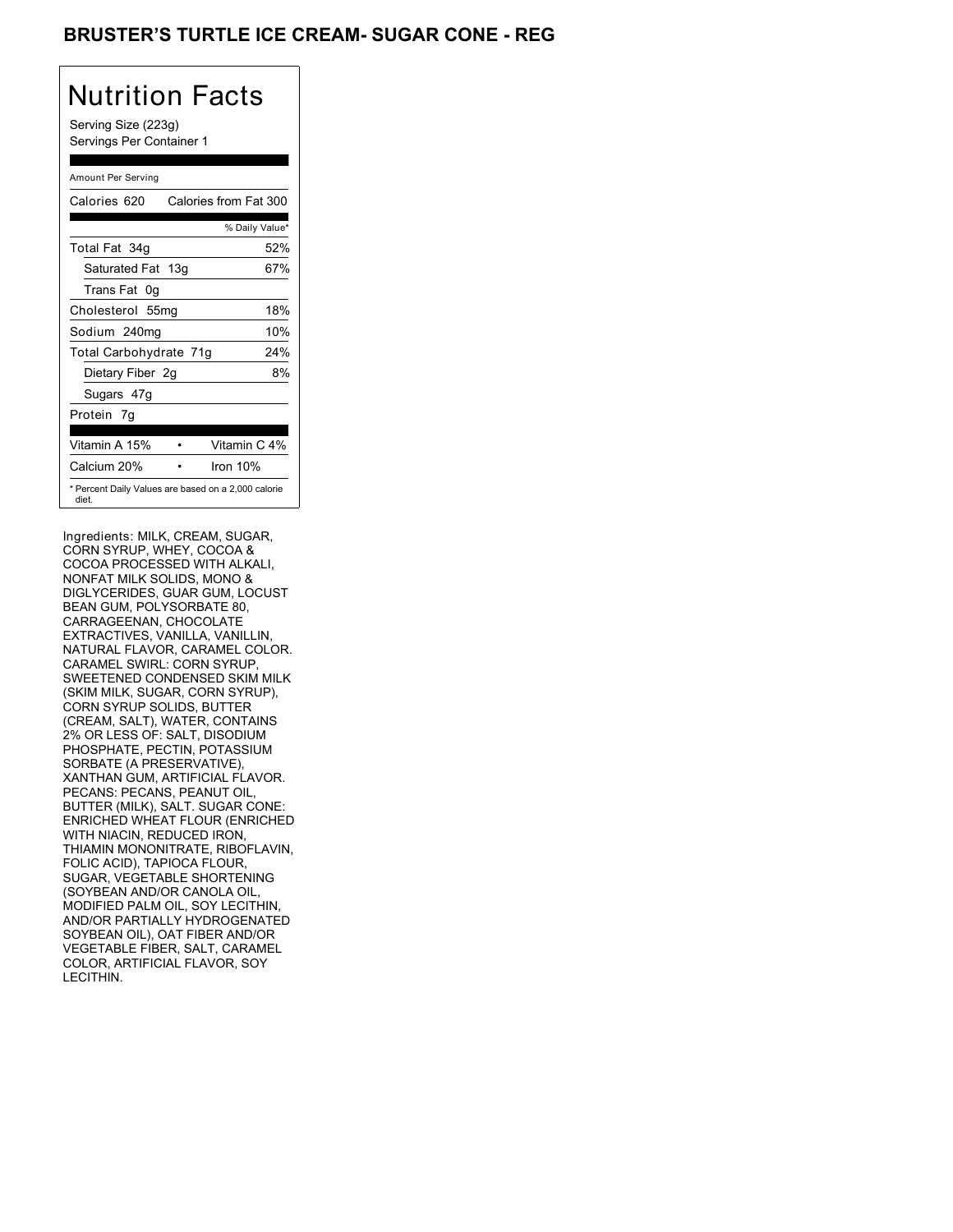# BRUSTER'S TURTLE ICE CREAM- SUGAR CONE - REG

## Nutrition Facts

Serving Size (223g)
Servings Per Container 1

| Amount Per Serving | |
|---|---|
| Calories 620 | Calories from Fat 300 |
| | % Daily Value* |
| Total Fat 34g | 52% |
| Saturated Fat 13g | 67% |
| Trans Fat 0g | |
| Cholesterol 55mg | 18% |
| Sodium 240mg | 10% |
| Total Carbohydrate 71g | 24% |
| Dietary Fiber 2g | 8% |
| Sugars 47g | |
| Protein 7g | |
| Vitamin A 15% | Vitamin C 4% |
| Calcium 20% | Iron 10% |

* Percent Daily Values are based on a 2,000 calorie diet.

Ingredients: MILK, CREAM, SUGAR, CORN SYRUP, WHEY, COCOA & COCOA PROCESSED WITH ALKALI, NONFAT MILK SOLIDS, MONO & DIGLYCERIDES, GUAR GUM, LOCUST BEAN GUM, POLYSORBATE 80, CARRAGEENAN, CHOCOLATE EXTRACTIVES, VANILLA, VANILLIN, NATURAL FLAVOR, CARAMEL COLOR. CARAMEL SWIRL: CORN SYRUP, SWEETENED CONDENSED SKIM MILK (SKIM MILK, SUGAR, CORN SYRUP), CORN SYRUP SOLIDS, BUTTER (CREAM, SALT), WATER, CONTAINS 2% OR LESS OF: SALT, DISODIUM PHOSPHATE, PECTIN, POTASSIUM SORBATE (A PRESERVATIVE), XANTHAN GUM, ARTIFICIAL FLAVOR. PECANS: PECANS, PEANUT OIL, BUTTER (MILK), SALT. SUGAR CONE: ENRICHED WHEAT FLOUR (ENRICHED WITH NIACIN, REDUCED IRON, THIAMIN MONONITRATE, RIBOFLAVIN, FOLIC ACID), TAPIOCA FLOUR, SUGAR, VEGETABLE SHORTENING (SOYBEAN AND/OR CANOLA OIL, MODIFIED PALM OIL, SOY LECITHIN, AND/OR PARTIALLY HYDROGENATED SOYBEAN OIL), OAT FIBER AND/OR VEGETABLE FIBER, SALT, CARAMEL COLOR, ARTIFICIAL FLAVOR, SOY LECITHIN.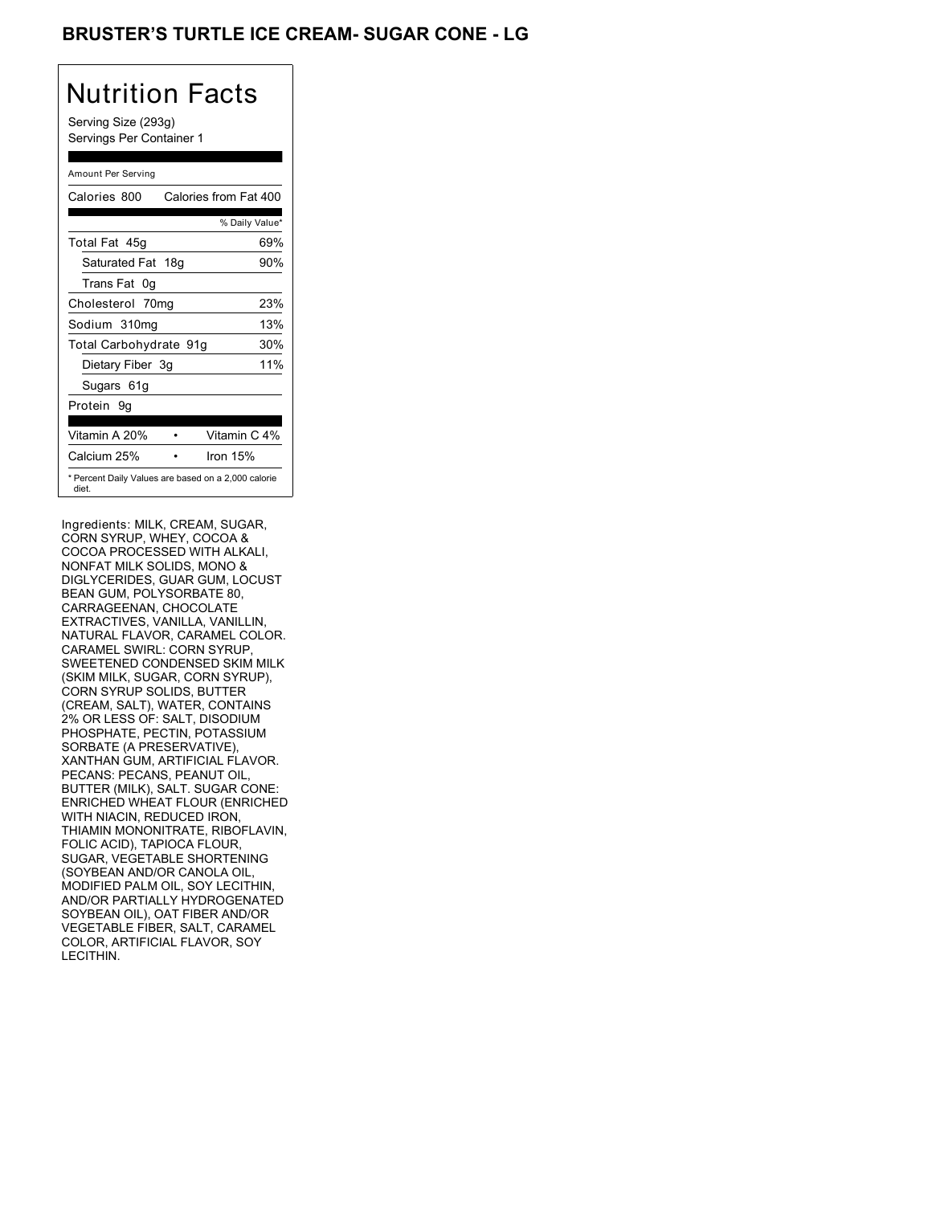# BRUSTER'S TURTLE ICE CREAM- SUGAR CONE - LG

## Nutrition Facts

Serving Size (293g)
Servings Per Container 1

Amount Per Serving

| Calories 800 | Calories from Fat 400 |
|---|---|
| | % Daily Value* |
| Total Fat 45g | 69% |
| Saturated Fat 18g | 90% |
| Trans Fat 0g | |
| Cholesterol 70mg | 23% |
| Sodium 310mg | 13% |
| Total Carbohydrate 91g | 30% |
| Dietary Fiber 3g | 11% |
| Sugars 61g | |
| Protein 9g | |

| Vitamin A 20% | Vitamin C 4% |
|---|---|
| Calcium 25% | Iron 15% |

* Percent Daily Values are based on a 2,000 calorie diet.

Ingredients: MILK, CREAM, SUGAR, CORN SYRUP, WHEY, COCOA & COCOA PROCESSED WITH ALKALI, NONFAT MILK SOLIDS, MONO & DIGLYCERIDES, GUAR GUM, LOCUST BEAN GUM, POLYSORBATE 80, CARRAGEENAN, CHOCOLATE EXTRACTIVES, VANILLA, VANILLIN, NATURAL FLAVOR, CARAMEL COLOR. CARAMEL SWIRL: CORN SYRUP, SWEETENED CONDENSED SKIM MILK (SKIM MILK, SUGAR, CORN SYRUP), CORN SYRUP SOLIDS, BUTTER (CREAM, SALT), WATER, CONTAINS 2% OR LESS OF: SALT, DISODIUM PHOSPHATE, PECTIN, POTASSIUM SORBATE (A PRESERVATIVE), XANTHAN GUM, ARTIFICIAL FLAVOR. PECANS: PECANS, PEANUT OIL, BUTTER (MILK), SALT. SUGAR CONE: ENRICHED WHEAT FLOUR (ENRICHED WITH NIACIN, REDUCED IRON, THIAMIN MONONITRATE, RIBOFLAVIN, FOLIC ACID), TAPIOCA FLOUR, SUGAR, VEGETABLE SHORTENING (SOYBEAN AND/OR CANOLA OIL, MODIFIED PALM OIL, SOY LECITHIN, AND/OR PARTIALLY HYDROGENATED SOYBEAN OIL), OAT FIBER AND/OR VEGETABLE FIBER, SALT, CARAMEL COLOR, ARTIFICIAL FLAVOR, SOY LECITHIN.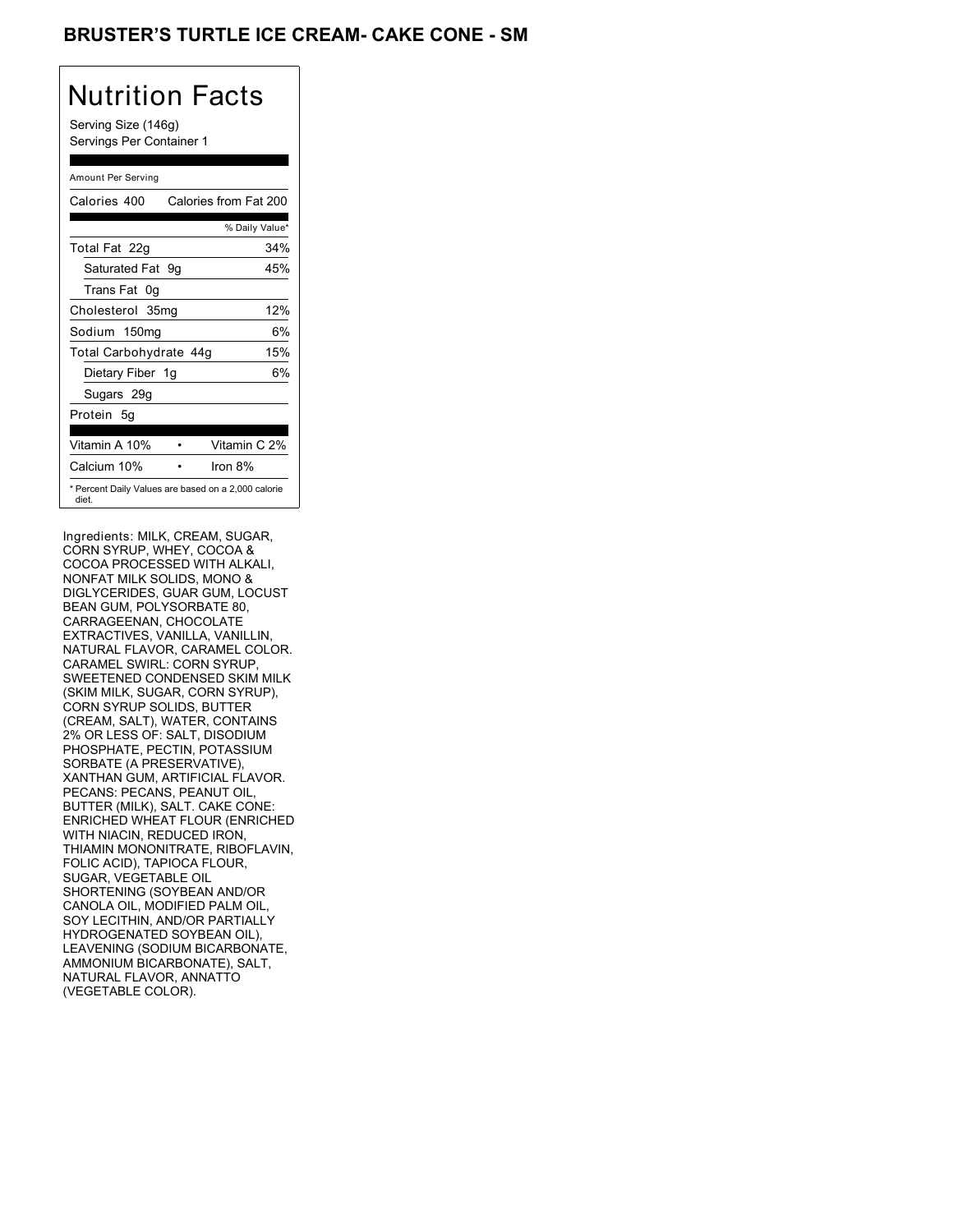# BRUSTER'S TURTLE ICE CREAM- CAKE CONE - SM

## Nutrition Facts

Serving Size (146g)
Servings Per Container 1

| Amount Per Serving | |
|---|---|
| Calories 400 | Calories from Fat 200 |
| | % Daily Value* |
| Total Fat 22g | 34% |
| Saturated Fat 9g | 45% |
| Trans Fat 0g | |
| Cholesterol 35mg | 12% |
| Sodium 150mg | 6% |
| Total Carbohydrate 44g | 15% |
| Dietary Fiber 1g | 6% |
| Sugars 29g | |
| Protein 5g | |
| Vitamin A 10% | Vitamin C 2% |
| Calcium 10% | Iron 8% |

* Percent Daily Values are based on a 2,000 calorie diet.

Ingredients: MILK, CREAM, SUGAR, CORN SYRUP, WHEY, COCOA & COCOA PROCESSED WITH ALKALI, NONFAT MILK SOLIDS, MONO & DIGLYCERIDES, GUAR GUM, LOCUST BEAN GUM, POLYSORBATE 80, CARRAGEENAN, CHOCOLATE EXTRACTIVES, VANILLA, VANILLIN, NATURAL FLAVOR, CARAMEL COLOR. CARAMEL SWIRL: CORN SYRUP, SWEETENED CONDENSED SKIM MILK (SKIM MILK, SUGAR, CORN SYRUP), CORN SYRUP SOLIDS, BUTTER (CREAM, SALT), WATER, CONTAINS 2% OR LESS OF: SALT, DISODIUM PHOSPHATE, PECTIN, POTASSIUM SORBATE (A PRESERVATIVE), XANTHAN GUM, ARTIFICIAL FLAVOR. PECANS: PECANS, PEANUT OIL, BUTTER (MILK), SALT. CAKE CONE: ENRICHED WHEAT FLOUR (ENRICHED WITH NIACIN, REDUCED IRON, THIAMIN MONONITRATE, RIBOFLAVIN, FOLIC ACID), TAPIOCA FLOUR, SUGAR, VEGETABLE OIL SHORTENING (SOYBEAN AND/OR CANOLA OIL, MODIFIED PALM OIL, SOY LECITHIN, AND/OR PARTIALLY HYDROGENATED SOYBEAN OIL), LEAVENING (SODIUM BICARBONATE, AMMONIUM BICARBONATE), SALT, NATURAL FLAVOR, ANNATTO (VEGETABLE COLOR).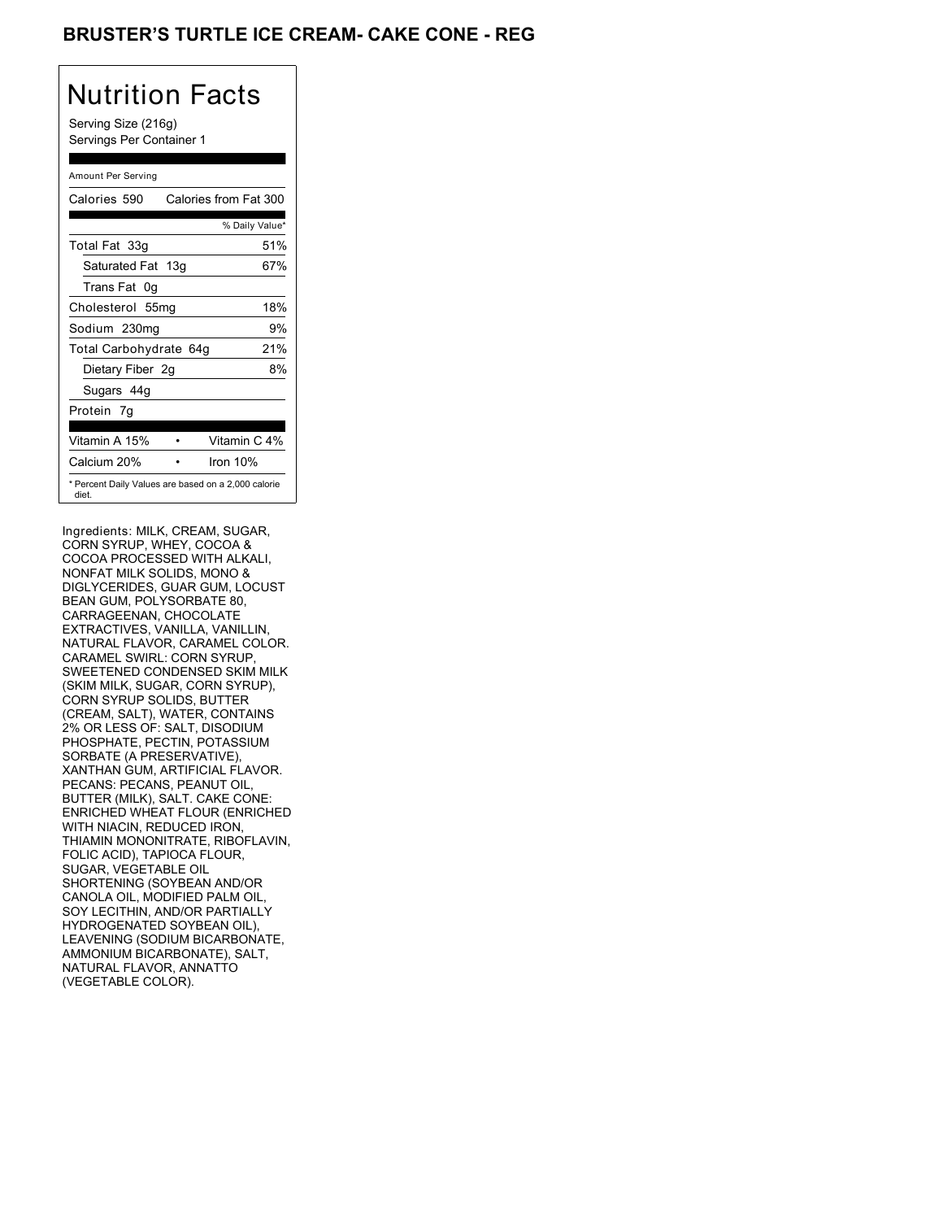# BRUSTER'S TURTLE ICE CREAM- CAKE CONE - REG

## Nutrition Facts

Serving Size (216g)
Servings Per Container 1

Amount Per Serving

| Calories 590 | Calories from Fat 300 |
|---|---|
| | % Daily Value* |
| Total Fat 33g | 51% |
| Saturated Fat 13g | 67% |
| Trans Fat 0g | |
| Cholesterol 55mg | 18% |
| Sodium 230mg | 9% |
| Total Carbohydrate 64g | 21% |
| Dietary Fiber 2g | 8% |
| Sugars 44g | |
| Protein 7g | |

| | |
|---|---|
| Vitamin A 15% | Vitamin C 4% |
| Calcium 20% | Iron 10% |

* Percent Daily Values are based on a 2,000 calorie diet.

Ingredients: MILK, CREAM, SUGAR, CORN SYRUP, WHEY, COCOA & COCOA PROCESSED WITH ALKALI, NONFAT MILK SOLIDS, MONO & DIGLYCERIDES, GUAR GUM, LOCUST BEAN GUM, POLYSORBATE 80, CARRAGEENAN, CHOCOLATE EXTRACTIVES, VANILLA, VANILLIN, NATURAL FLAVOR, CARAMEL COLOR. CARAMEL SWIRL: CORN SYRUP, SWEETENED CONDENSED SKIM MILK (SKIM MILK, SUGAR, CORN SYRUP), CORN SYRUP SOLIDS, BUTTER (CREAM, SALT), WATER, CONTAINS 2% OR LESS OF: SALT, DISODIUM PHOSPHATE, PECTIN, POTASSIUM SORBATE (A PRESERVATIVE), XANTHAN GUM, ARTIFICIAL FLAVOR. PECANS: PECANS, PEANUT OIL, BUTTER (MILK), SALT. CAKE CONE: ENRICHED WHEAT FLOUR (ENRICHED WITH NIACIN, REDUCED IRON, THIAMIN MONONITRATE, RIBOFLAVIN, FOLIC ACID), TAPIOCA FLOUR, SUGAR, VEGETABLE OIL SHORTENING (SOYBEAN AND/OR CANOLA OIL, MODIFIED PALM OIL, SOY LECITHIN, AND/OR PARTIALLY HYDROGENATED SOYBEAN OIL), LEAVENING (SODIUM BICARBONATE, AMMONIUM BICARBONATE), SALT, NATURAL FLAVOR, ANNATTO (VEGETABLE COLOR).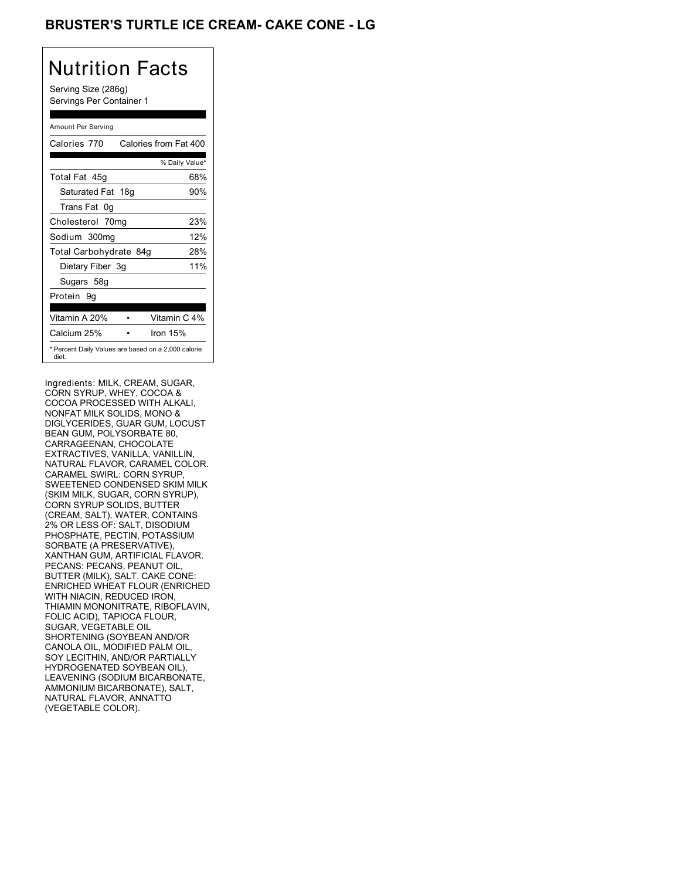# BRUSTER'S TURTLE ICE CREAM- CAKE CONE - LG

## Nutrition Facts

Serving Size (286g)
Servings Per Container 1

| Amount Per Serving | |
|---|---|
| Calories 770 | Calories from Fat 400 |
| | % Daily Value* |
| Total Fat 45g | 68% |
| Saturated Fat 18g | 90% |
| Trans Fat 0g | |
| Cholesterol 70mg | 23% |
| Sodium 300mg | 12% |
| Total Carbohydrate 84g | 28% |
| Dietary Fiber 3g | 11% |
| Sugars 58g | |
| Protein 9g | |
| Vitamin A 20% | Vitamin C 4% |
| Calcium 25% | Iron 15% |

* Percent Daily Values are based on a 2,000 calorie diet.

Ingredients: MILK, CREAM, SUGAR, CORN SYRUP, WHEY, COCOA & COCOA PROCESSED WITH ALKALI, NONFAT MILK SOLIDS, MONO & DIGLYCERIDES, GUAR GUM, LOCUST BEAN GUM, POLYSORBATE 80, CARRAGEENAN, CHOCOLATE EXTRACTIVES, VANILLA, VANILLIN, NATURAL FLAVOR, CARAMEL COLOR. CARAMEL SWIRL: CORN SYRUP, SWEETENED CONDENSED SKIM MILK (SKIM MILK, SUGAR, CORN SYRUP), CORN SYRUP SOLIDS, BUTTER (CREAM, SALT), WATER, CONTAINS 2% OR LESS OF: SALT, DISODIUM PHOSPHATE, PECTIN, POTASSIUM SORBATE (A PRESERVATIVE), XANTHAN GUM, ARTIFICIAL FLAVOR. PECANS: PECANS, PEANUT OIL, BUTTER (MILK), SALT. CAKE CONE: ENRICHED WHEAT FLOUR (ENRICHED WITH NIACIN, REDUCED IRON, THIAMIN MONONITRATE, RIBOFLAVIN, FOLIC ACID), TAPIOCA FLOUR, SUGAR, VEGETABLE OIL SHORTENING (SOYBEAN AND/OR CANOLA OIL, MODIFIED PALM OIL, SOY LECITHIN, AND/OR PARTIALLY HYDROGENATED SOYBEAN OIL), LEAVENING (SODIUM BICARBONATE, AMMONIUM BICARBONATE), SALT, NATURAL FLAVOR, ANNATTO (VEGETABLE COLOR).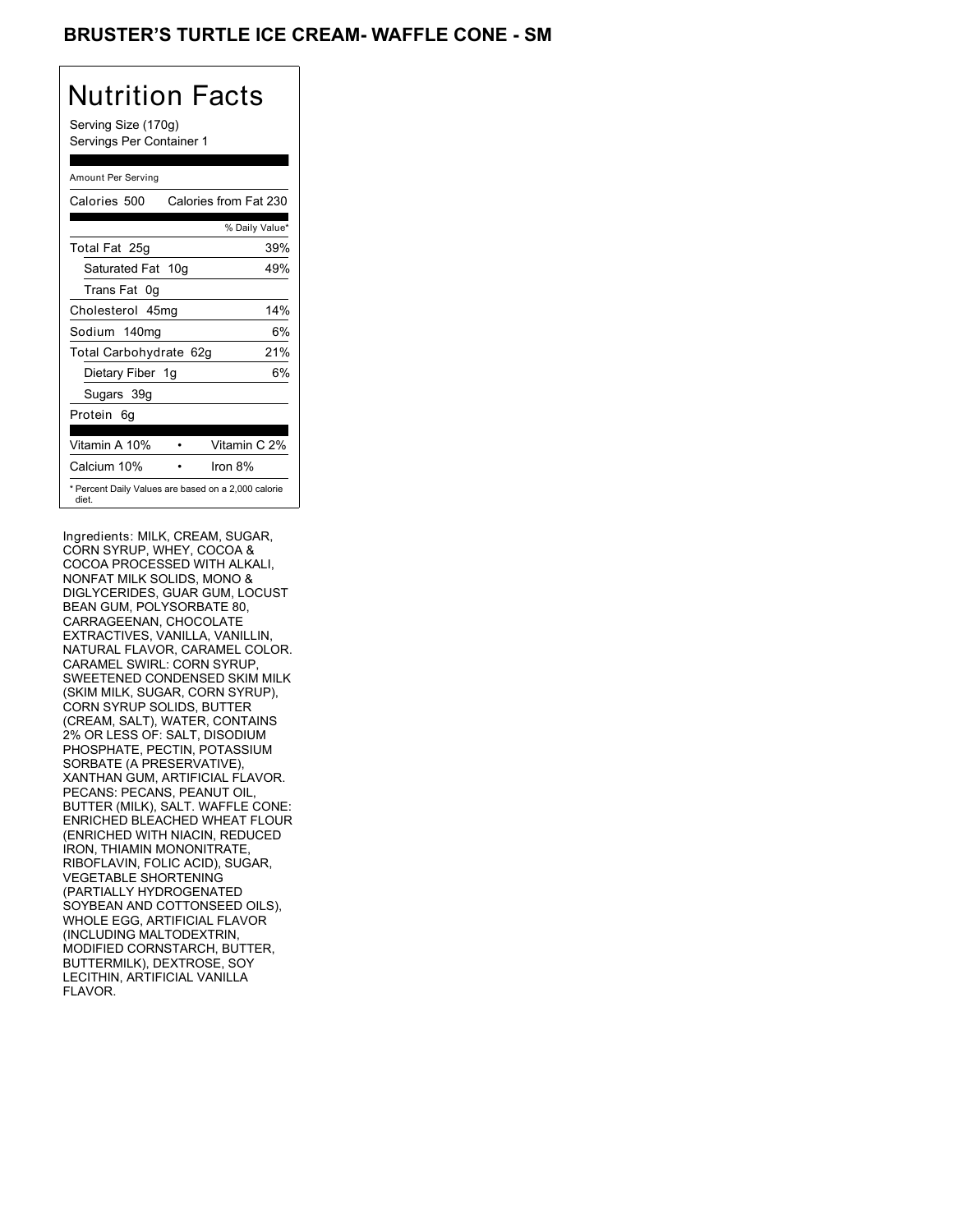# BRUSTER'S TURTLE ICE CREAM- WAFFLE CONE - SM

## Nutrition Facts

Serving Size (170g)
Servings Per Container 1

Amount Per Serving

| Calories 500 | Calories from Fat 230 |
|---|---|
| | % Daily Value* |
| Total Fat 25g | 39% |
| Saturated Fat 10g | 49% |
| Trans Fat 0g | |
| Cholesterol 45mg | 14% |
| Sodium 140mg | 6% |
| Total Carbohydrate 62g | 21% |
| Dietary Fiber 1g | 6% |
| Sugars 39g | |
| Protein 6g | |

| Vitamin A 10% | • | Vitamin C 2% |
|---|---|---|
| Calcium 10% | • | Iron 8% |

* Percent Daily Values are based on a 2,000 calorie diet.

Ingredients: MILK, CREAM, SUGAR, CORN SYRUP, WHEY, COCOA & COCOA PROCESSED WITH ALKALI, NONFAT MILK SOLIDS, MONO & DIGLYCERIDES, GUAR GUM, LOCUST BEAN GUM, POLYSORBATE 80, CARRAGEENAN, CHOCOLATE EXTRACTIVES, VANILLA, VANILLIN, NATURAL FLAVOR, CARAMEL COLOR. CARAMEL SWIRL: CORN SYRUP, SWEETENED CONDENSED SKIM MILK (SKIM MILK, SUGAR, CORN SYRUP), CORN SYRUP SOLIDS, BUTTER (CREAM, SALT), WATER, CONTAINS 2% OR LESS OF: SALT, DISODIUM PHOSPHATE, PECTIN, POTASSIUM SORBATE (A PRESERVATIVE), XANTHAN GUM, ARTIFICIAL FLAVOR. PECANS: PECANS, PEANUT OIL, BUTTER (MILK), SALT. WAFFLE CONE: ENRICHED BLEACHED WHEAT FLOUR (ENRICHED WITH NIACIN, REDUCED IRON, THIAMIN MONONITRATE, RIBOFLAVIN, FOLIC ACID), SUGAR, VEGETABLE SHORTENING (PARTIALLY HYDROGENATED SOYBEAN AND COTTONSEED OILS), WHOLE EGG, ARTIFICIAL FLAVOR (INCLUDING MALTODEXTRIN, MODIFIED CORNSTARCH, BUTTER, BUTTERMILK), DEXTROSE, SOY LECITHIN, ARTIFICIAL VANILLA FLAVOR.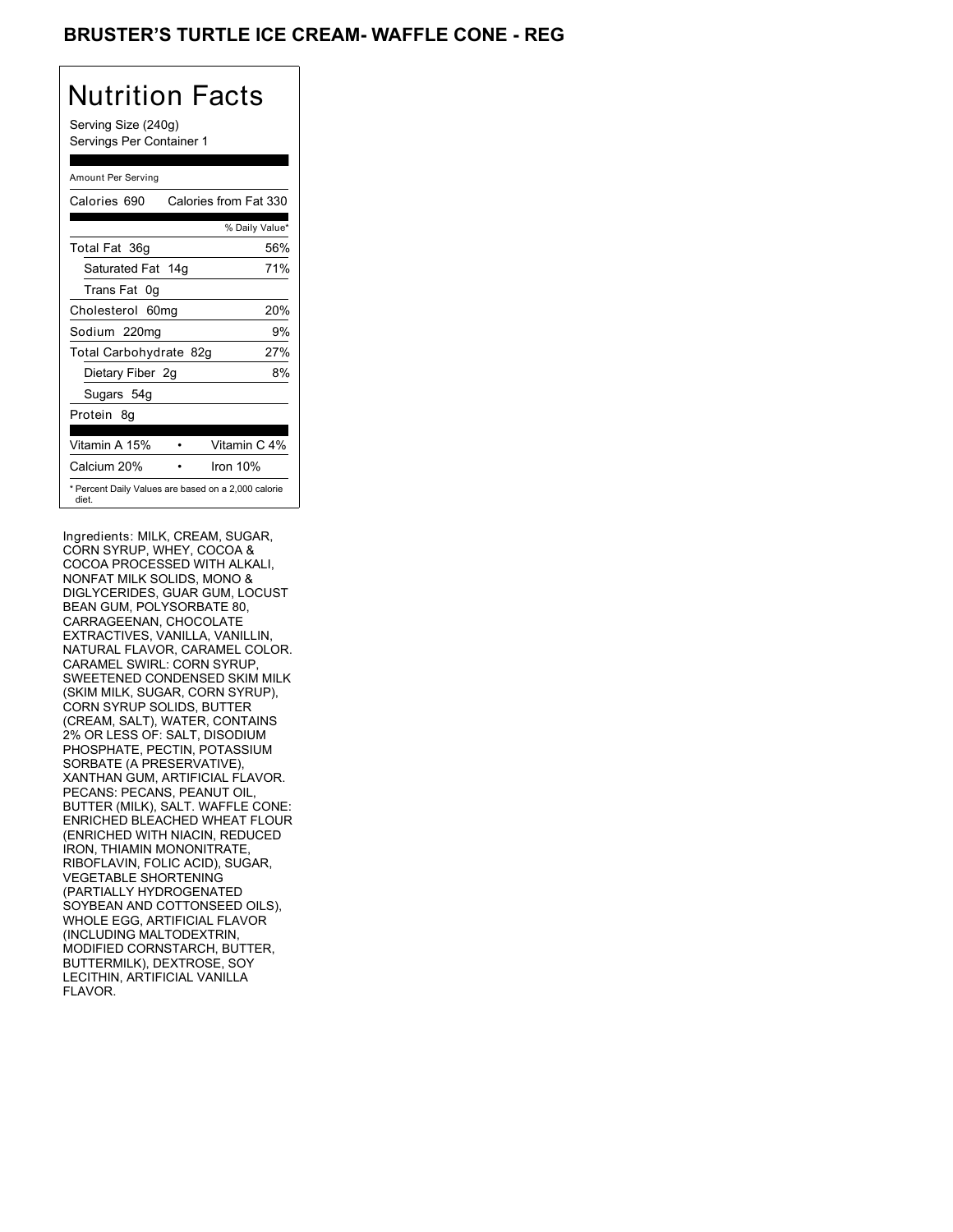# BRUSTER'S TURTLE ICE CREAM- WAFFLE CONE - REG

## Nutrition Facts

Serving Size (240g)
Servings Per Container 1

Amount Per Serving

| Calories 690 | Calories from Fat 330 |
|---|---|
| | % Daily Value* |
| Total Fat 36g | 56% |
| Saturated Fat 14g | 71% |
| Trans Fat 0g | |
| Cholesterol 60mg | 20% |
| Sodium 220mg | 9% |
| Total Carbohydrate 82g | 27% |
| Dietary Fiber 2g | 8% |
| Sugars 54g | |
| Protein 8g | |

| Vitamin A 15% | • | Vitamin C 4% |
|---|---|---|
| Calcium 20% | • | Iron 10% |

* Percent Daily Values are based on a 2,000 calorie diet.

Ingredients: MILK, CREAM, SUGAR, CORN SYRUP, WHEY, COCOA & COCOA PROCESSED WITH ALKALI, NONFAT MILK SOLIDS, MONO & DIGLYCERIDES, GUAR GUM, LOCUST BEAN GUM, POLYSORBATE 80, CARRAGEENAN, CHOCOLATE EXTRACTIVES, VANILLA, VANILLIN, NATURAL FLAVOR, CARAMEL COLOR. CARAMEL SWIRL: CORN SYRUP, SWEETENED CONDENSED SKIM MILK (SKIM MILK, SUGAR, CORN SYRUP), CORN SYRUP SOLIDS, BUTTER (CREAM, SALT), WATER, CONTAINS 2% OR LESS OF: SALT, DISODIUM PHOSPHATE, PECTIN, POTASSIUM SORBATE (A PRESERVATIVE), XANTHAN GUM, ARTIFICIAL FLAVOR. PECANS: PECANS, PEANUT OIL, BUTTER (MILK), SALT. WAFFLE CONE: ENRICHED BLEACHED WHEAT FLOUR (ENRICHED WITH NIACIN, REDUCED IRON, THIAMIN MONONITRATE, RIBOFLAVIN, FOLIC ACID), SUGAR, VEGETABLE SHORTENING (PARTIALLY HYDROGENATED SOYBEAN AND COTTONSEED OILS), WHOLE EGG, ARTIFICIAL FLAVOR (INCLUDING MALTODEXTRIN, MODIFIED CORNSTARCH, BUTTER, BUTTERMILK), DEXTROSE, SOY LECITHIN, ARTIFICIAL VANILLA FLAVOR.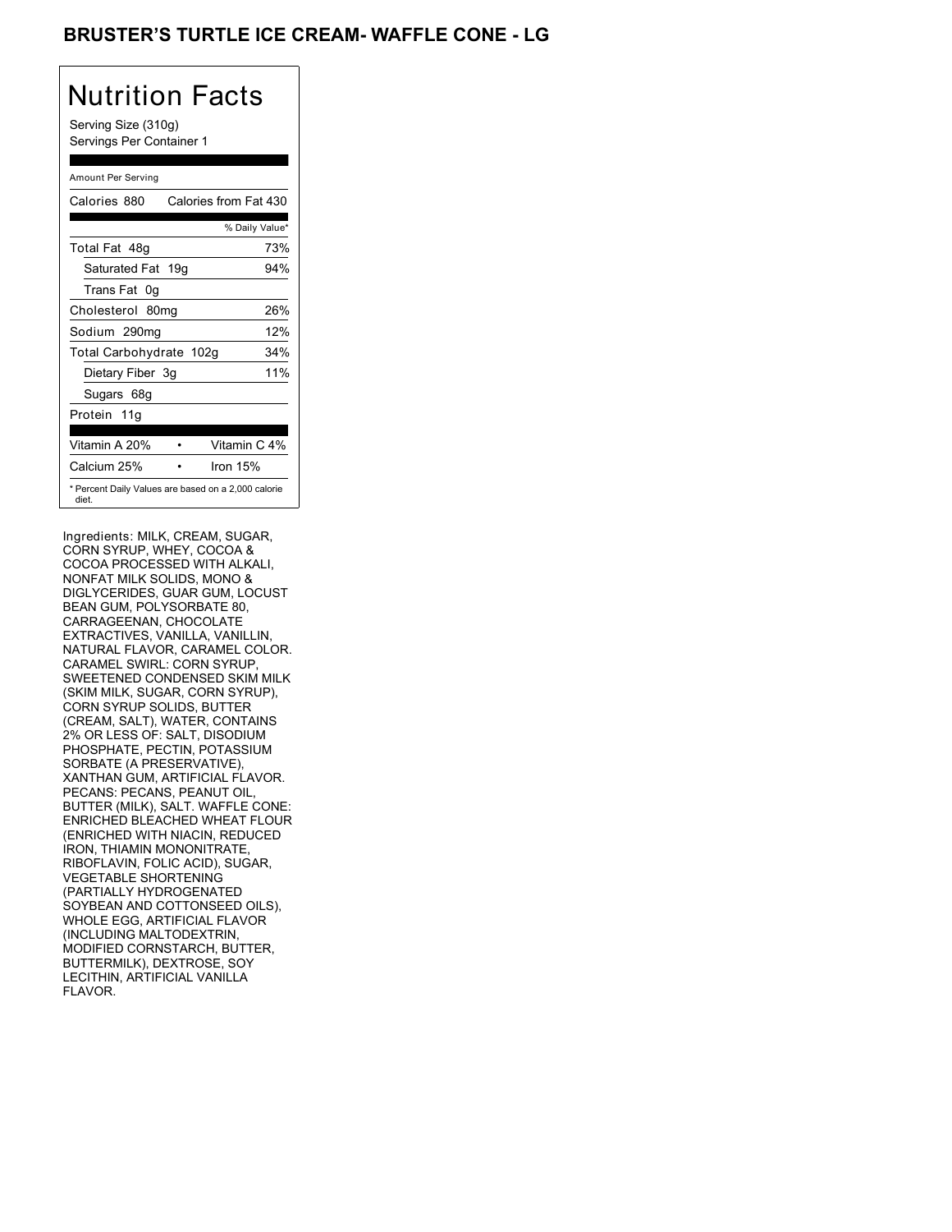# BRUSTER'S TURTLE ICE CREAM- WAFFLE CONE - LG

## Nutrition Facts

Serving Size (310g)
Servings Per Container 1

Amount Per Serving

| | |
|---|---|
| Calories 880 | Calories from Fat 430 |
| | % Daily Value* |
| Total Fat 48g | 73% |
| Saturated Fat 19g | 94% |
| Trans Fat 0g | |
| Cholesterol 80mg | 26% |
| Sodium 290mg | 12% |
| Total Carbohydrate 102g | 34% |
| Dietary Fiber 3g | 11% |
| Sugars 68g | |
| Protein 11g | |
| Vitamin A 20% | Vitamin C 4% |
| Calcium 25% | Iron 15% |

* Percent Daily Values are based on a 2,000 calorie diet.

Ingredients: MILK, CREAM, SUGAR, CORN SYRUP, WHEY, COCOA & COCOA PROCESSED WITH ALKALI, NONFAT MILK SOLIDS, MONO & DIGLYCERIDES, GUAR GUM, LOCUST BEAN GUM, POLYSORBATE 80, CARRAGEENAN, CHOCOLATE EXTRACTIVES, VANILLA, VANILLIN, NATURAL FLAVOR, CARAMEL COLOR. CARAMEL SWIRL: CORN SYRUP, SWEETENED CONDENSED SKIM MILK (SKIM MILK, SUGAR, CORN SYRUP), CORN SYRUP SOLIDS, BUTTER (CREAM, SALT), WATER, CONTAINS 2% OR LESS OF: SALT, DISODIUM PHOSPHATE, PECTIN, POTASSIUM SORBATE (A PRESERVATIVE), XANTHAN GUM, ARTIFICIAL FLAVOR. PECANS: PECANS, PEANUT OIL, BUTTER (MILK), SALT. WAFFLE CONE: ENRICHED BLEACHED WHEAT FLOUR (ENRICHED WITH NIACIN, REDUCED IRON, THIAMIN MONONITRATE, RIBOFLAVIN, FOLIC ACID), SUGAR, VEGETABLE SHORTENING (PARTIALLY HYDROGENATED SOYBEAN AND COTTONSEED OILS), WHOLE EGG, ARTIFICIAL FLAVOR (INCLUDING MALTODEXTRIN, MODIFIED CORNSTARCH, BUTTER, BUTTERMILK), DEXTROSE, SOY LECITHIN, ARTIFICIAL VANILLA FLAVOR.